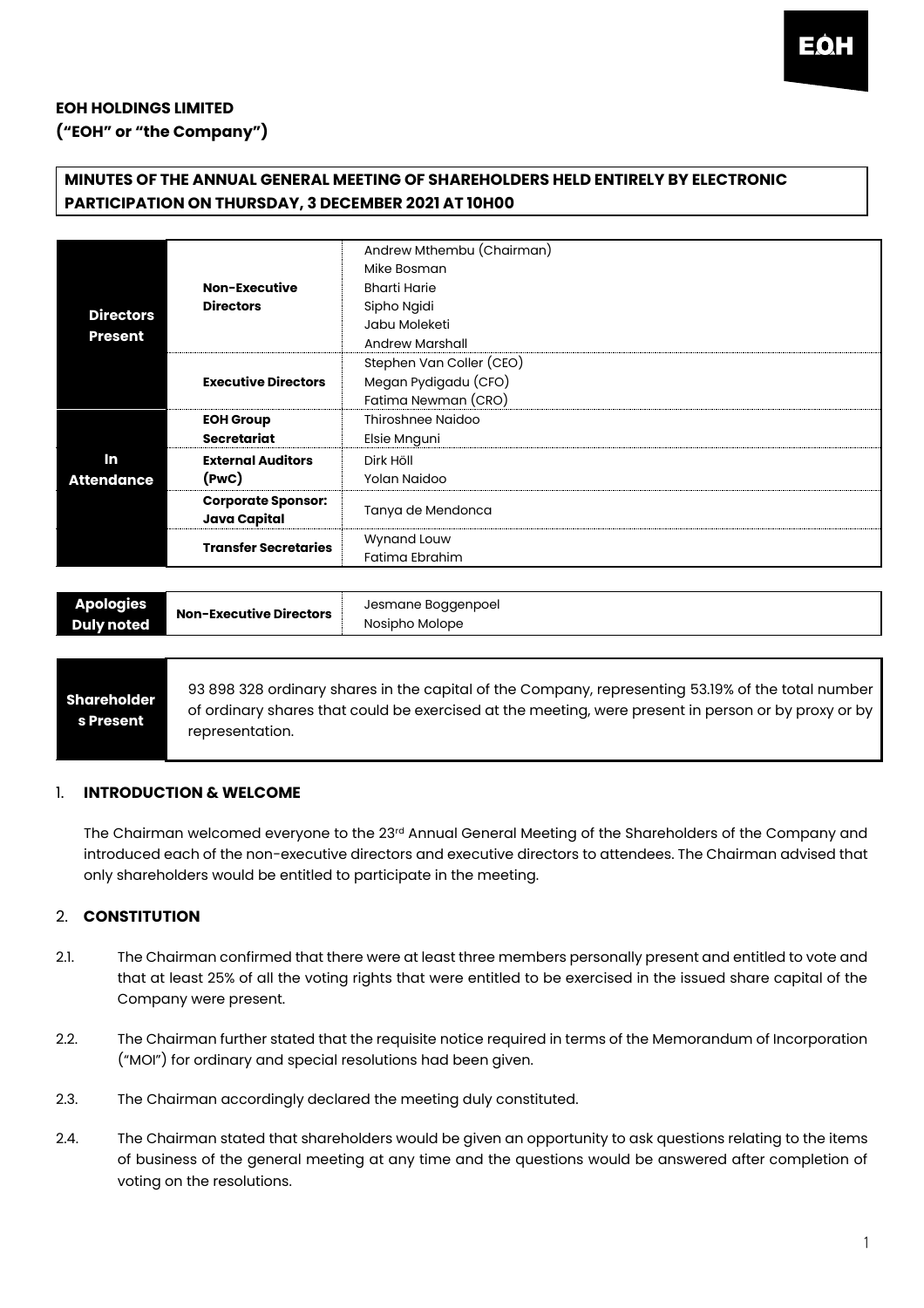**EOH HOLDINGS LIMITED**
**("EOH" or "the Company")**

**MINUTES OF THE ANNUAL GENERAL MEETING OF SHAREHOLDERS HELD ENTIRELY BY ELECTRONIC PARTICIPATION ON THURSDAY, 3 DECEMBER 2021 AT 10H00**

| | | |
|---|---|---|
| **Directors Present** | **Non-Executive Directors** | Andrew Mthembu (Chairman)<br>Mike Bosman<br>Bharti Harie<br>Sipho Ngidi<br>Jabu Moleketi<br>Andrew Marshall |
| | **Executive Directors** | Stephen Van Coller (CEO)<br>Megan Pydigadu (CFO)<br>Fatima Newman (CRO) |
| **In Attendance** | **EOH Group Secretariat** | Thiroshnee Naidoo<br>Elsie Mnguni |
| | **External Auditors (PwC)** | Dirk Höll<br>Yolan Naidoo |
| | **Corporate Sponsor: Java Capital** | Tanya de Mendonca |
| | **Transfer Secretaries** | Wynand Louw<br>Fatima Ebrahim |

| | | |
|---|---|---|
| **Apologies Duly noted** | **Non-Executive Directors** | Jesmane Boggenpoel<br>Nosipho Molope |

| | |
|---|---|
| **Shareholders Present** | 93 898 328 ordinary shares in the capital of the Company, representing 53.19% of the total number of ordinary shares that could be exercised at the meeting, were present in person or by proxy or by representation. |

## 1. INTRODUCTION & WELCOME

The Chairman welcomed everyone to the 23rd Annual General Meeting of the Shareholders of the Company and introduced each of the non-executive directors and executive directors to attendees. The Chairman advised that only shareholders would be entitled to participate in the meeting.

## 2. CONSTITUTION

2.1. The Chairman confirmed that there were at least three members personally present and entitled to vote and that at least 25% of all the voting rights that were entitled to be exercised in the issued share capital of the Company were present.

2.2. The Chairman further stated that the requisite notice required in terms of the Memorandum of Incorporation ("MOI") for ordinary and special resolutions had been given.

2.3. The Chairman accordingly declared the meeting duly constituted.

2.4. The Chairman stated that shareholders would be given an opportunity to ask questions relating to the items of business of the general meeting at any time and the questions would be answered after completion of voting on the resolutions.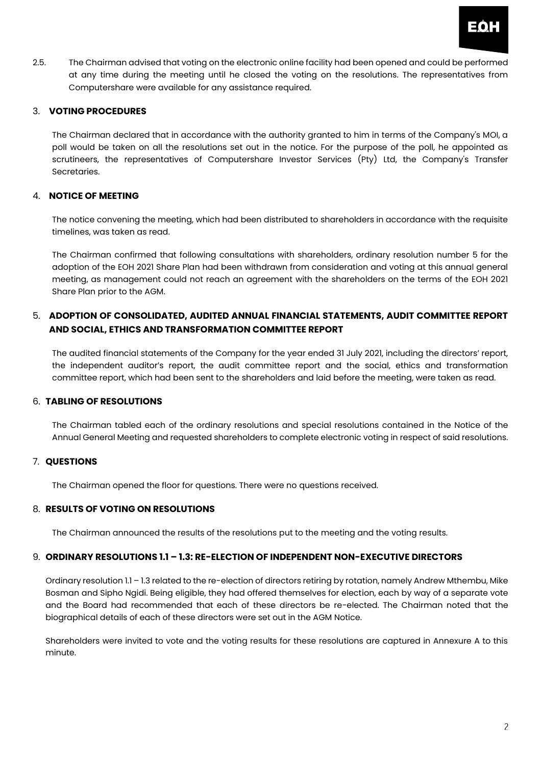2.5. The Chairman advised that voting on the electronic online facility had been opened and could be performed at any time during the meeting until he closed the voting on the resolutions. The representatives from Computershare were available for any assistance required.

## 3. VOTING PROCEDURES

The Chairman declared that in accordance with the authority granted to him in terms of the Company's MOI, a poll would be taken on all the resolutions set out in the notice. For the purpose of the poll, he appointed as scrutineers, the representatives of Computershare Investor Services (Pty) Ltd, the Company's Transfer Secretaries.

## 4. NOTICE OF MEETING

The notice convening the meeting, which had been distributed to shareholders in accordance with the requisite timelines, was taken as read.

The Chairman confirmed that following consultations with shareholders, ordinary resolution number 5 for the adoption of the EOH 2021 Share Plan had been withdrawn from consideration and voting at this annual general meeting, as management could not reach an agreement with the shareholders on the terms of the EOH 2021 Share Plan prior to the AGM.

## 5. ADOPTION OF CONSOLIDATED, AUDITED ANNUAL FINANCIAL STATEMENTS, AUDIT COMMITTEE REPORT AND SOCIAL, ETHICS AND TRANSFORMATION COMMITTEE REPORT

The audited financial statements of the Company for the year ended 31 July 2021, including the directors' report, the independent auditor's report, the audit committee report and the social, ethics and transformation committee report, which had been sent to the shareholders and laid before the meeting, were taken as read.

## 6. TABLING OF RESOLUTIONS

The Chairman tabled each of the ordinary resolutions and special resolutions contained in the Notice of the Annual General Meeting and requested shareholders to complete electronic voting in respect of said resolutions.

## 7. QUESTIONS

The Chairman opened the floor for questions. There were no questions received.

## 8. RESULTS OF VOTING ON RESOLUTIONS

The Chairman announced the results of the resolutions put to the meeting and the voting results.

## 9. ORDINARY RESOLUTIONS 1.1 – 1.3: RE-ELECTION OF INDEPENDENT NON-EXECUTIVE DIRECTORS

Ordinary resolution 1.1 – 1.3 related to the re-election of directors retiring by rotation, namely Andrew Mthembu, Mike Bosman and Sipho Ngidi. Being eligible, they had offered themselves for election, each by way of a separate vote and the Board had recommended that each of these directors be re-elected. The Chairman noted that the biographical details of each of these directors were set out in the AGM Notice.

Shareholders were invited to vote and the voting results for these resolutions are captured in Annexure A to this minute.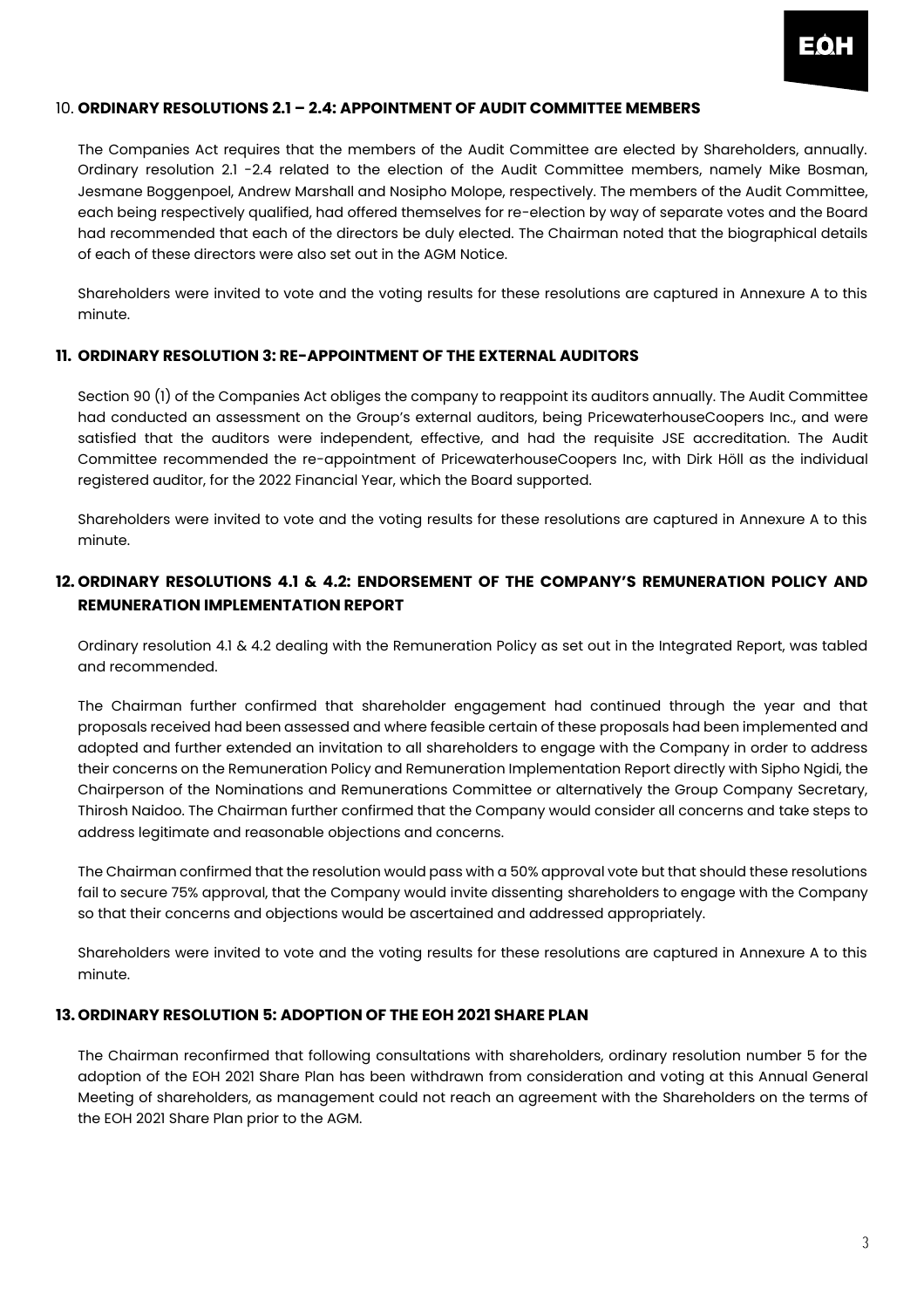## 10. ORDINARY RESOLUTIONS 2.1 – 2.4: APPOINTMENT OF AUDIT COMMITTEE MEMBERS

The Companies Act requires that the members of the Audit Committee are elected by Shareholders, annually. Ordinary resolution 2.1 -2.4 related to the election of the Audit Committee members, namely Mike Bosman, Jesmane Boggenpoel, Andrew Marshall and Nosipho Molope, respectively. The members of the Audit Committee, each being respectively qualified, had offered themselves for re-election by way of separate votes and the Board had recommended that each of the directors be duly elected. The Chairman noted that the biographical details of each of these directors were also set out in the AGM Notice.

Shareholders were invited to vote and the voting results for these resolutions are captured in Annexure A to this minute.

## 11. ORDINARY RESOLUTION 3: RE-APPOINTMENT OF THE EXTERNAL AUDITORS

Section 90 (1) of the Companies Act obliges the company to reappoint its auditors annually. The Audit Committee had conducted an assessment on the Group's external auditors, being PricewaterhouseCoopers Inc., and were satisfied that the auditors were independent, effective, and had the requisite JSE accreditation. The Audit Committee recommended the re-appointment of PricewaterhouseCoopers Inc, with Dirk Höll as the individual registered auditor, for the 2022 Financial Year, which the Board supported.

Shareholders were invited to vote and the voting results for these resolutions are captured in Annexure A to this minute.

## 12. ORDINARY RESOLUTIONS 4.1 & 4.2: ENDORSEMENT OF THE COMPANY'S REMUNERATION POLICY AND REMUNERATION IMPLEMENTATION REPORT

Ordinary resolution 4.1 & 4.2 dealing with the Remuneration Policy as set out in the Integrated Report, was tabled and recommended.

The Chairman further confirmed that shareholder engagement had continued through the year and that proposals received had been assessed and where feasible certain of these proposals had been implemented and adopted and further extended an invitation to all shareholders to engage with the Company in order to address their concerns on the Remuneration Policy and Remuneration Implementation Report directly with Sipho Ngidi, the Chairperson of the Nominations and Remunerations Committee or alternatively the Group Company Secretary, Thirosh Naidoo. The Chairman further confirmed that the Company would consider all concerns and take steps to address legitimate and reasonable objections and concerns.

The Chairman confirmed that the resolution would pass with a 50% approval vote but that should these resolutions fail to secure 75% approval, that the Company would invite dissenting shareholders to engage with the Company so that their concerns and objections would be ascertained and addressed appropriately.

Shareholders were invited to vote and the voting results for these resolutions are captured in Annexure A to this minute.

## 13. ORDINARY RESOLUTION 5: ADOPTION OF THE EOH 2021 SHARE PLAN

The Chairman reconfirmed that following consultations with shareholders, ordinary resolution number 5 for the adoption of the EOH 2021 Share Plan has been withdrawn from consideration and voting at this Annual General Meeting of shareholders, as management could not reach an agreement with the Shareholders on the terms of the EOH 2021 Share Plan prior to the AGM.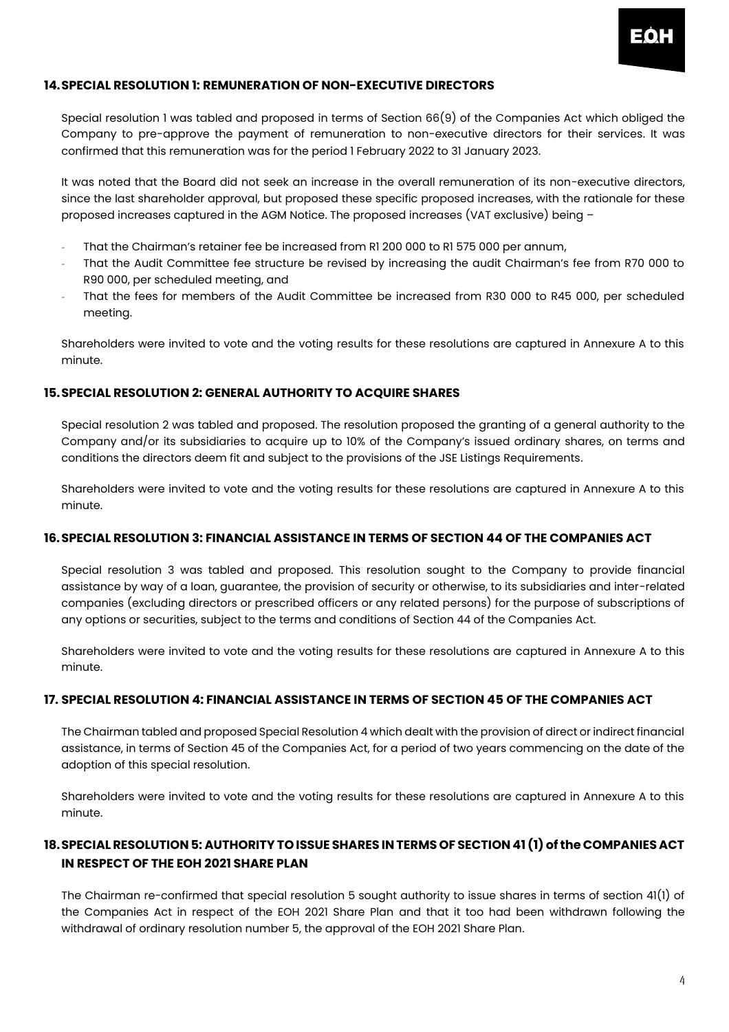## 14. SPECIAL RESOLUTION 1: REMUNERATION OF NON-EXECUTIVE DIRECTORS

Special resolution 1 was tabled and proposed in terms of Section 66(9) of the Companies Act which obliged the Company to pre-approve the payment of remuneration to non-executive directors for their services. It was confirmed that this remuneration was for the period 1 February 2022 to 31 January 2023.

It was noted that the Board did not seek an increase in the overall remuneration of its non-executive directors, since the last shareholder approval, but proposed these specific proposed increases, with the rationale for these proposed increases captured in the AGM Notice. The proposed increases (VAT exclusive) being –

- That the Chairman's retainer fee be increased from R1 200 000 to R1 575 000 per annum,
- That the Audit Committee fee structure be revised by increasing the audit Chairman's fee from R70 000 to R90 000, per scheduled meeting, and
- That the fees for members of the Audit Committee be increased from R30 000 to R45 000, per scheduled meeting.

Shareholders were invited to vote and the voting results for these resolutions are captured in Annexure A to this minute.

## 15. SPECIAL RESOLUTION 2: GENERAL AUTHORITY TO ACQUIRE SHARES

Special resolution 2 was tabled and proposed. The resolution proposed the granting of a general authority to the Company and/or its subsidiaries to acquire up to 10% of the Company's issued ordinary shares, on terms and conditions the directors deem fit and subject to the provisions of the JSE Listings Requirements.

Shareholders were invited to vote and the voting results for these resolutions are captured in Annexure A to this minute.

## 16. SPECIAL RESOLUTION 3: FINANCIAL ASSISTANCE IN TERMS OF SECTION 44 OF THE COMPANIES ACT

Special resolution 3 was tabled and proposed. This resolution sought to the Company to provide financial assistance by way of a loan, guarantee, the provision of security or otherwise, to its subsidiaries and inter-related companies (excluding directors or prescribed officers or any related persons) for the purpose of subscriptions of any options or securities, subject to the terms and conditions of Section 44 of the Companies Act.

Shareholders were invited to vote and the voting results for these resolutions are captured in Annexure A to this minute.

## 17. SPECIAL RESOLUTION 4: FINANCIAL ASSISTANCE IN TERMS OF SECTION 45 OF THE COMPANIES ACT

The Chairman tabled and proposed Special Resolution 4 which dealt with the provision of direct or indirect financial assistance, in terms of Section 45 of the Companies Act, for a period of two years commencing on the date of the adoption of this special resolution.

Shareholders were invited to vote and the voting results for these resolutions are captured in Annexure A to this minute.

## 18. SPECIAL RESOLUTION 5: AUTHORITY TO ISSUE SHARES IN TERMS OF SECTION 41 (1) of the COMPANIES ACT IN RESPECT OF THE EOH 2021 SHARE PLAN

The Chairman re-confirmed that special resolution 5 sought authority to issue shares in terms of section 41(1) of the Companies Act in respect of the EOH 2021 Share Plan and that it too had been withdrawn following the withdrawal of ordinary resolution number 5, the approval of the EOH 2021 Share Plan.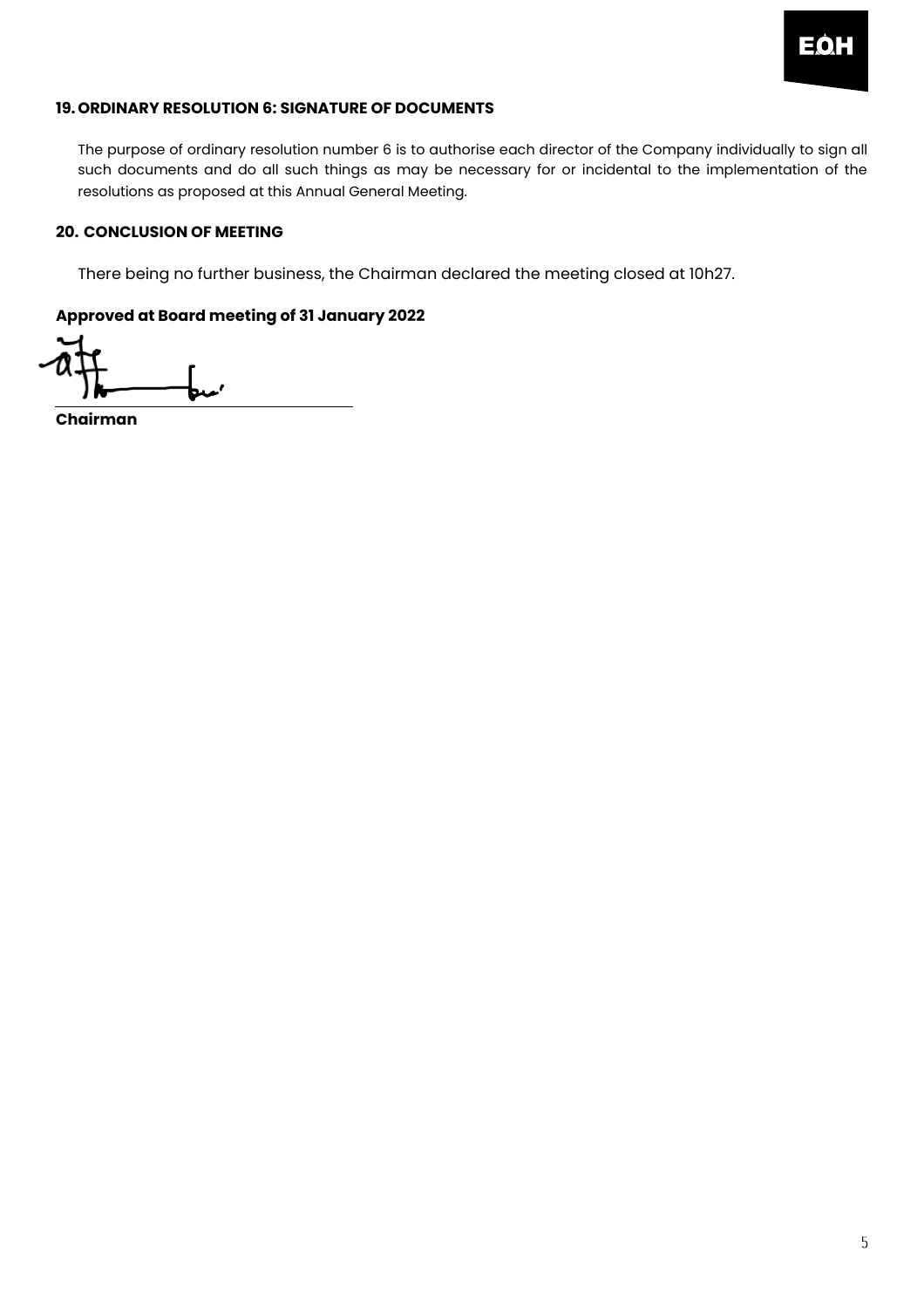## 19. ORDINARY RESOLUTION 6: SIGNATURE OF DOCUMENTS

The purpose of ordinary resolution number 6 is to authorise each director of the Company individually to sign all such documents and do all such things as may be necessary for or incidental to the implementation of the resolutions as proposed at this Annual General Meeting.

## 20. CONCLUSION OF MEETING

There being no further business, the Chairman declared the meeting closed at 10h27.

**Approved at Board meeting of 31 January 2022**

**Chairman**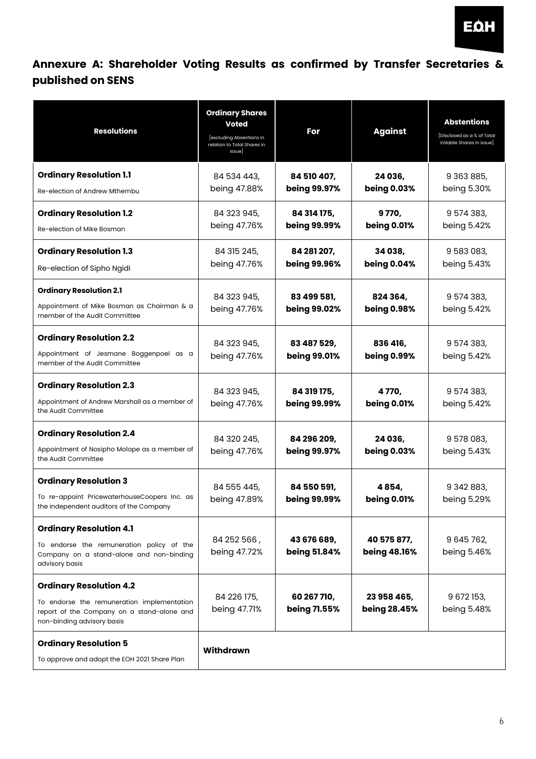## Annexure A: Shareholder Voting Results as confirmed by Transfer Secretaries & published on SENS

| Resolutions | Ordinary Shares Voted [excluding Absentions in relation to Total Shares in Issue] | For | Against | Abstentions [Disclosed as a % of Total Votable Shares in issue] |
|---|---|---|---|---|
| **Ordinary Resolution 1.1** Re-election of Andrew Mthembu | 84 534 443, being 47.88% | **84 510 407, being 99.97%** | **24 036, being 0.03%** | 9 363 885, being 5.30% |
| **Ordinary Resolution 1.2** Re-election of Mike Bosman | 84 323 945, being 47.76% | **84 314 175, being 99.99%** | **9 770, being 0.01%** | 9 574 383, being 5.42% |
| **Ordinary Resolution 1.3** Re-election of Sipho Ngidi | 84 315 245, being 47.76% | **84 281 207, being 99.96%** | **34 038, being 0.04%** | 9 583 083, being 5.43% |
| **Ordinary Resolution 2.1** Appointment of Mike Bosman as Chairman & a member of the Audit Committee | 84 323 945, being 47.76% | **83 499 581, being 99.02%** | **824 364, being 0.98%** | 9 574 383, being 5.42% |
| **Ordinary Resolution 2.2** Appointment of Jesmane Boggenpoel as a member of the Audit Committee | 84 323 945, being 47.76% | **83 487 529, being 99.01%** | **836 416, being 0.99%** | 9 574 383, being 5.42% |
| **Ordinary Resolution 2.3** Appointment of Andrew Marshall as a member of the Audit Committee | 84 323 945, being 47.76% | **84 319 175, being 99.99%** | **4 770, being 0.01%** | 9 574 383, being 5.42% |
| **Ordinary Resolution 2.4** Appointment of Nosipho Molope as a member of the Audit Committee | 84 320 245, being 47.76% | **84 296 209, being 99.97%** | **24 036, being 0.03%** | 9 578 083, being 5.43% |
| **Ordinary Resolution 3** To re-appoint PricewaterhouseCoopers Inc. as the independent auditors of the Company | 84 555 445, being 47.89% | **84 550 591, being 99.99%** | **4 854, being 0.01%** | 9 342 883, being 5.29% |
| **Ordinary Resolution 4.1** To endorse the remuneration policy of the Company on a stand-alone and non-binding advisory basis | 84 252 566 , being 47.72% | **43 676 689, being 51.84%** | **40 575 877, being 48.16%** | 9 645 762, being 5.46% |
| **Ordinary Resolution 4.2** To endorse the remuneration implementation report of the Company on a stand-alone and non-binding advisory basis | 84 226 175, being 47.71% | **60 267 710, being 71.55%** | **23 958 465, being 28.45%** | 9 672 153, being 5.48% |
| **Ordinary Resolution 5** To approve and adopt the EOH 2021 Share Plan | **Withdrawn** | | | |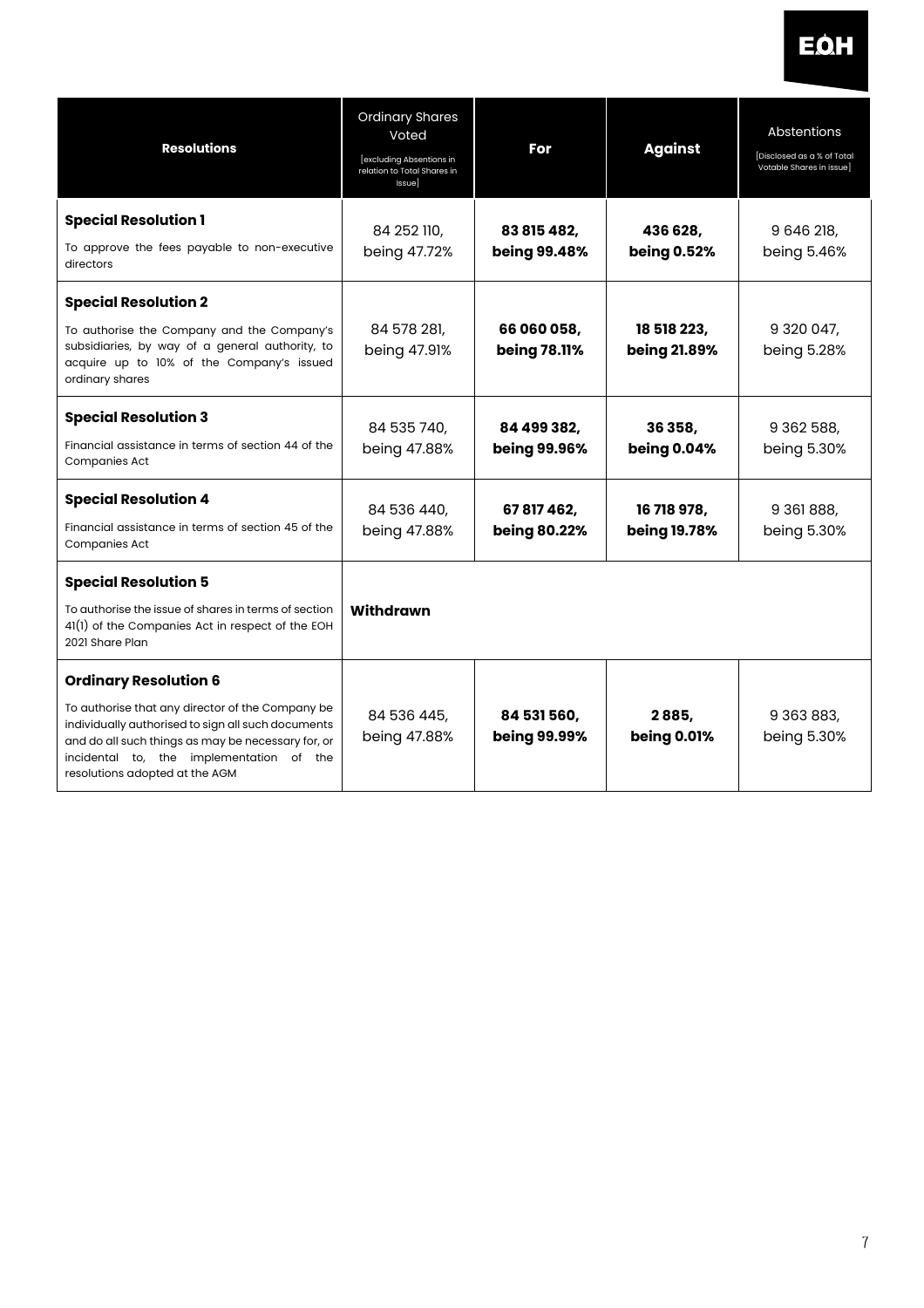| Resolutions | Ordinary Shares Voted [excluding Abstentions in relation to Total Shares in Issue] | For | Against | Abstentions [Disclosed as a % of Total Votable Shares in issue] |
|---|---|---|---|---|
| **Special Resolution 1** To approve the fees payable to non-executive directors | 84 252 110, being 47.72% | **83 815 482, being 99.48%** | **436 628, being 0.52%** | 9 646 218, being 5.46% |
| **Special Resolution 2** To authorise the Company and the Company's subsidiaries, by way of a general authority, to acquire up to 10% of the Company's issued ordinary shares | 84 578 281, being 47.91% | **66 060 058, being 78.11%** | **18 518 223, being 21.89%** | 9 320 047, being 5.28% |
| **Special Resolution 3** Financial assistance in terms of section 44 of the Companies Act | 84 535 740, being 47.88% | **84 499 382, being 99.96%** | **36 358, being 0.04%** | 9 362 588, being 5.30% |
| **Special Resolution 4** Financial assistance in terms of section 45 of the Companies Act | 84 536 440, being 47.88% | **67 817 462, being 80.22%** | **16 718 978, being 19.78%** | 9 361 888, being 5.30% |
| **Special Resolution 5** To authorise the issue of shares in terms of section 41(1) of the Companies Act in respect of the EOH 2021 Share Plan | **Withdrawn** | | | |
| **Ordinary Resolution 6** To authorise that any director of the Company be individually authorised to sign all such documents and do all such things as may be necessary for, or incidental to, the implementation of the resolutions adopted at the AGM | 84 536 445, being 47.88% | **84 531 560, being 99.99%** | **2 885, being 0.01%** | 9 363 883, being 5.30% |